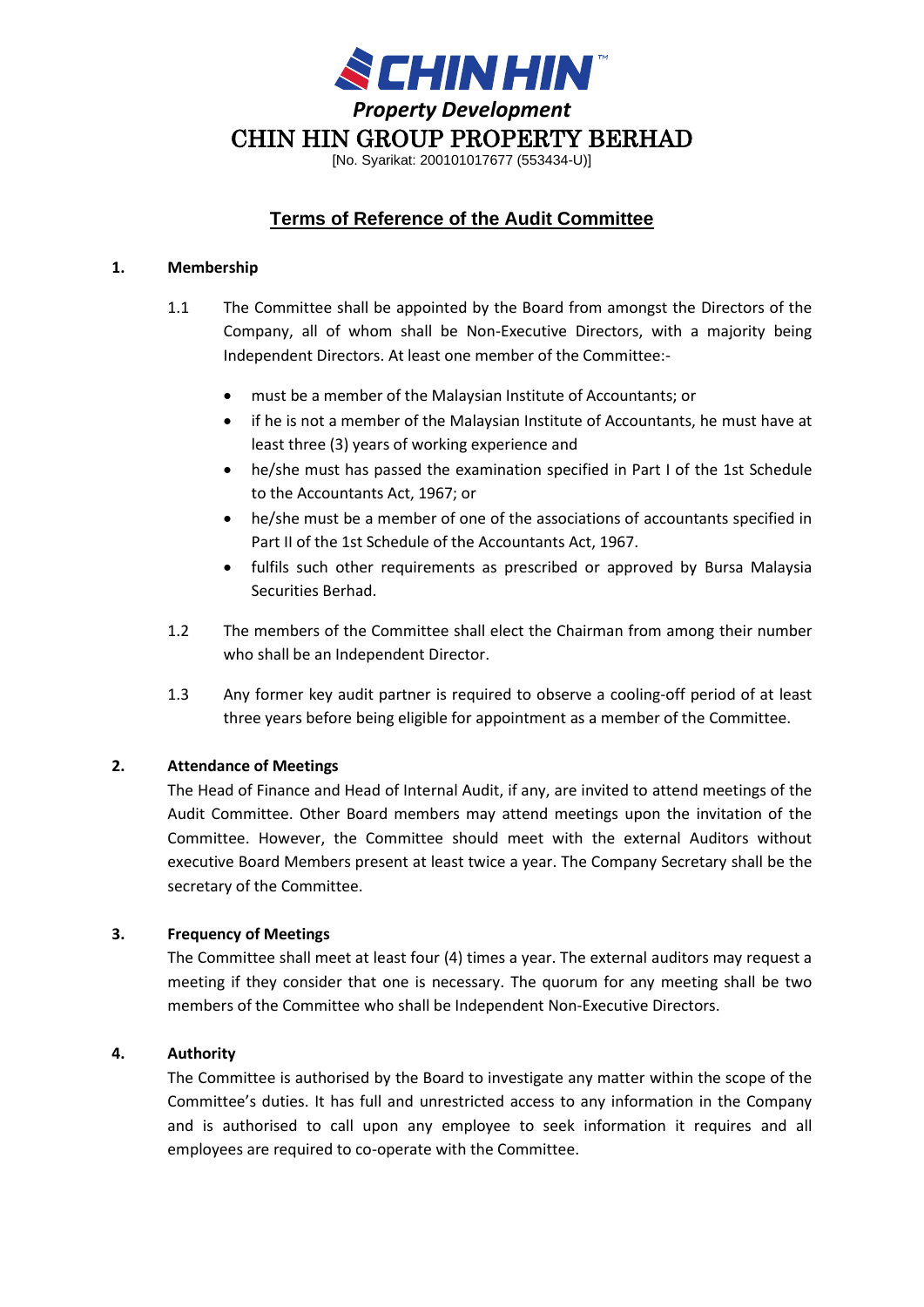**CHIN HIN**

*Property Development*

# CHIN HIN GROUP PROPERTY BERHAD

[No. Syarikat: 200101017677 (553434-U)]

## Terms of Reference of the Audit Committee

**1. Membership**

1.1 The Committee shall be appointed by the Board from amongst the Directors of the Company, all of whom shall be Non-Executive Directors, with a majority being Independent Directors. At least one member of the Committee:-

- must be a member of the Malaysian Institute of Accountants; or
- if he is not a member of the Malaysian Institute of Accountants, he must have at least three (3) years of working experience and
- he/she must has passed the examination specified in Part I of the 1st Schedule to the Accountants Act, 1967; or
- he/she must be a member of one of the associations of accountants specified in Part II of the 1st Schedule of the Accountants Act, 1967.
- fulfils such other requirements as prescribed or approved by Bursa Malaysia Securities Berhad.

1.2 The members of the Committee shall elect the Chairman from among their number who shall be an Independent Director.

1.3 Any former key audit partner is required to observe a cooling-off period of at least three years before being eligible for appointment as a member of the Committee.

**2. Attendance of Meetings**

The Head of Finance and Head of Internal Audit, if any, are invited to attend meetings of the Audit Committee. Other Board members may attend meetings upon the invitation of the Committee. However, the Committee should meet with the external Auditors without executive Board Members present at least twice a year. The Company Secretary shall be the secretary of the Committee.

**3. Frequency of Meetings**

The Committee shall meet at least four (4) times a year. The external auditors may request a meeting if they consider that one is necessary. The quorum for any meeting shall be two members of the Committee who shall be Independent Non-Executive Directors.

**4. Authority**

The Committee is authorised by the Board to investigate any matter within the scope of the Committee's duties. It has full and unrestricted access to any information in the Company and is authorised to call upon any employee to seek information it requires and all employees are required to co-operate with the Committee.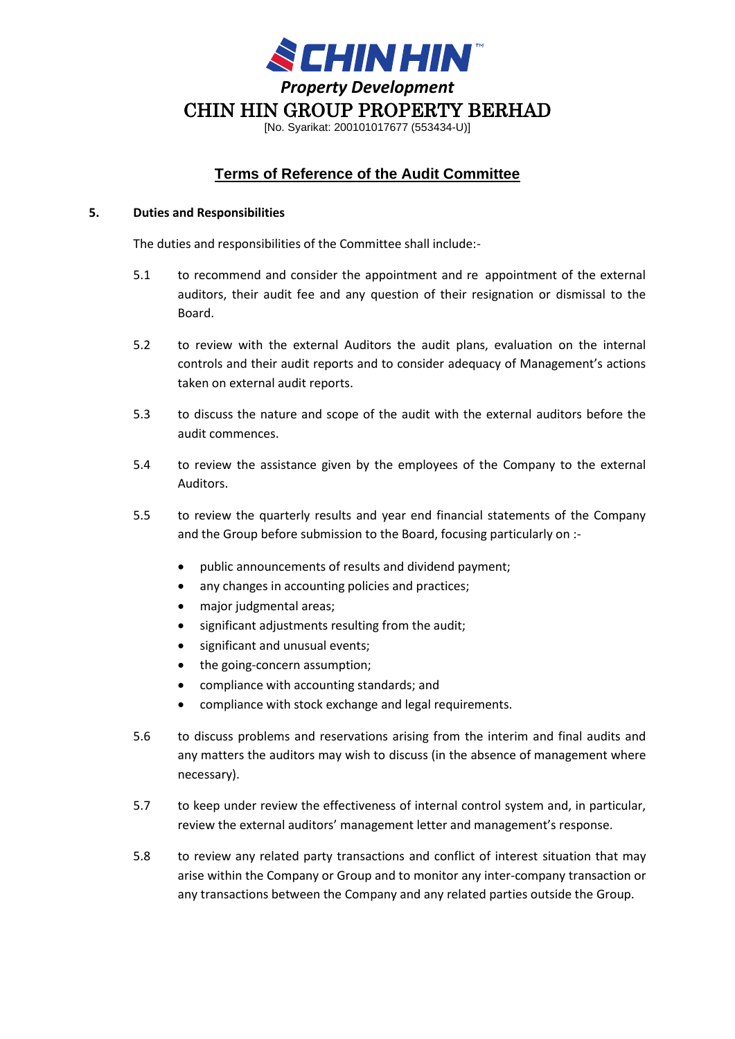CHIN HIN

*Property Development*

CHIN HIN GROUP PROPERTY BERHAD

[No. Syarikat: 200101017677 (553434-U)]

## Terms of Reference of the Audit Committee

### 5. Duties and Responsibilities

The duties and responsibilities of the Committee shall include:-

5.1 to recommend and consider the appointment and re appointment of the external auditors, their audit fee and any question of their resignation or dismissal to the Board.

5.2 to review with the external Auditors the audit plans, evaluation on the internal controls and their audit reports and to consider adequacy of Management's actions taken on external audit reports.

5.3 to discuss the nature and scope of the audit with the external auditors before the audit commences.

5.4 to review the assistance given by the employees of the Company to the external Auditors.

5.5 to review the quarterly results and year end financial statements of the Company and the Group before submission to the Board, focusing particularly on :-

- public announcements of results and dividend payment;
- any changes in accounting policies and practices;
- major judgmental areas;
- significant adjustments resulting from the audit;
- significant and unusual events;
- the going-concern assumption;
- compliance with accounting standards; and
- compliance with stock exchange and legal requirements.

5.6 to discuss problems and reservations arising from the interim and final audits and any matters the auditors may wish to discuss (in the absence of management where necessary).

5.7 to keep under review the effectiveness of internal control system and, in particular, review the external auditors' management letter and management's response.

5.8 to review any related party transactions and conflict of interest situation that may arise within the Company or Group and to monitor any inter-company transaction or any transactions between the Company and any related parties outside the Group.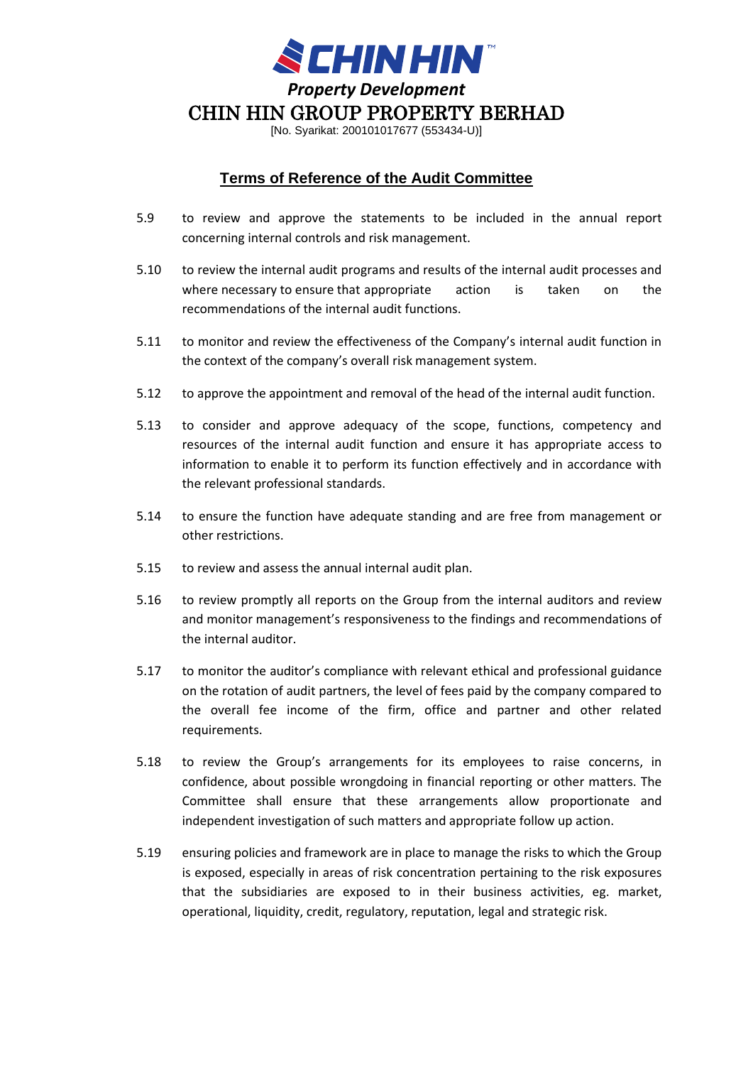5.9 to review and approve the statements to be included in the annual report concerning internal controls and risk management.

5.10 to review the internal audit programs and results of the internal audit processes and where necessary to ensure that appropriate action is taken on the recommendations of the internal audit functions.

5.11 to monitor and review the effectiveness of the Company's internal audit function in the context of the company's overall risk management system.

5.12 to approve the appointment and removal of the head of the internal audit function.

5.13 to consider and approve adequacy of the scope, functions, competency and resources of the internal audit function and ensure it has appropriate access to information to enable it to perform its function effectively and in accordance with the relevant professional standards.

5.14 to ensure the function have adequate standing and are free from management or other restrictions.

5.15 to review and assess the annual internal audit plan.

5.16 to review promptly all reports on the Group from the internal auditors and review and monitor management's responsiveness to the findings and recommendations of the internal auditor.

5.17 to monitor the auditor's compliance with relevant ethical and professional guidance on the rotation of audit partners, the level of fees paid by the company compared to the overall fee income of the firm, office and partner and other related requirements.

5.18 to review the Group's arrangements for its employees to raise concerns, in confidence, about possible wrongdoing in financial reporting or other matters. The Committee shall ensure that these arrangements allow proportionate and independent investigation of such matters and appropriate follow up action.

5.19 ensuring policies and framework are in place to manage the risks to which the Group is exposed, especially in areas of risk concentration pertaining to the risk exposures that the subsidiaries are exposed to in their business activities, eg. market, operational, liquidity, credit, regulatory, reputation, legal and strategic risk.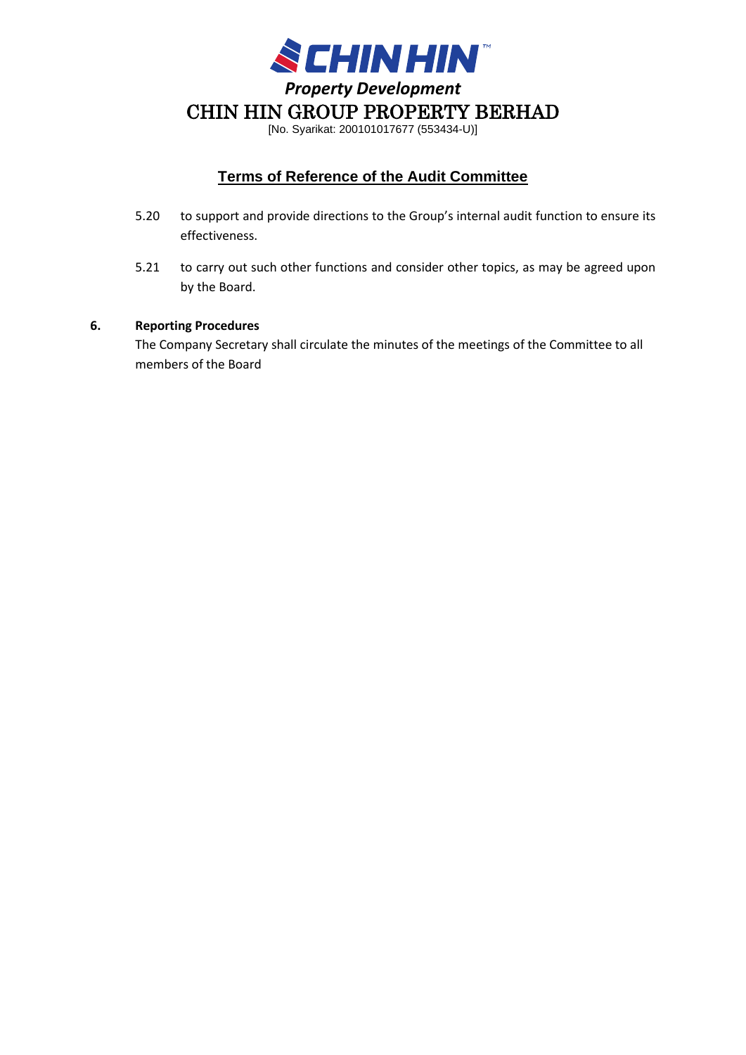5.20 to support and provide directions to the Group's internal audit function to ensure its effectiveness.

5.21 to carry out such other functions and consider other topics, as may be agreed upon by the Board.

**6. Reporting Procedures**

The Company Secretary shall circulate the minutes of the meetings of the Committee to all members of the Board